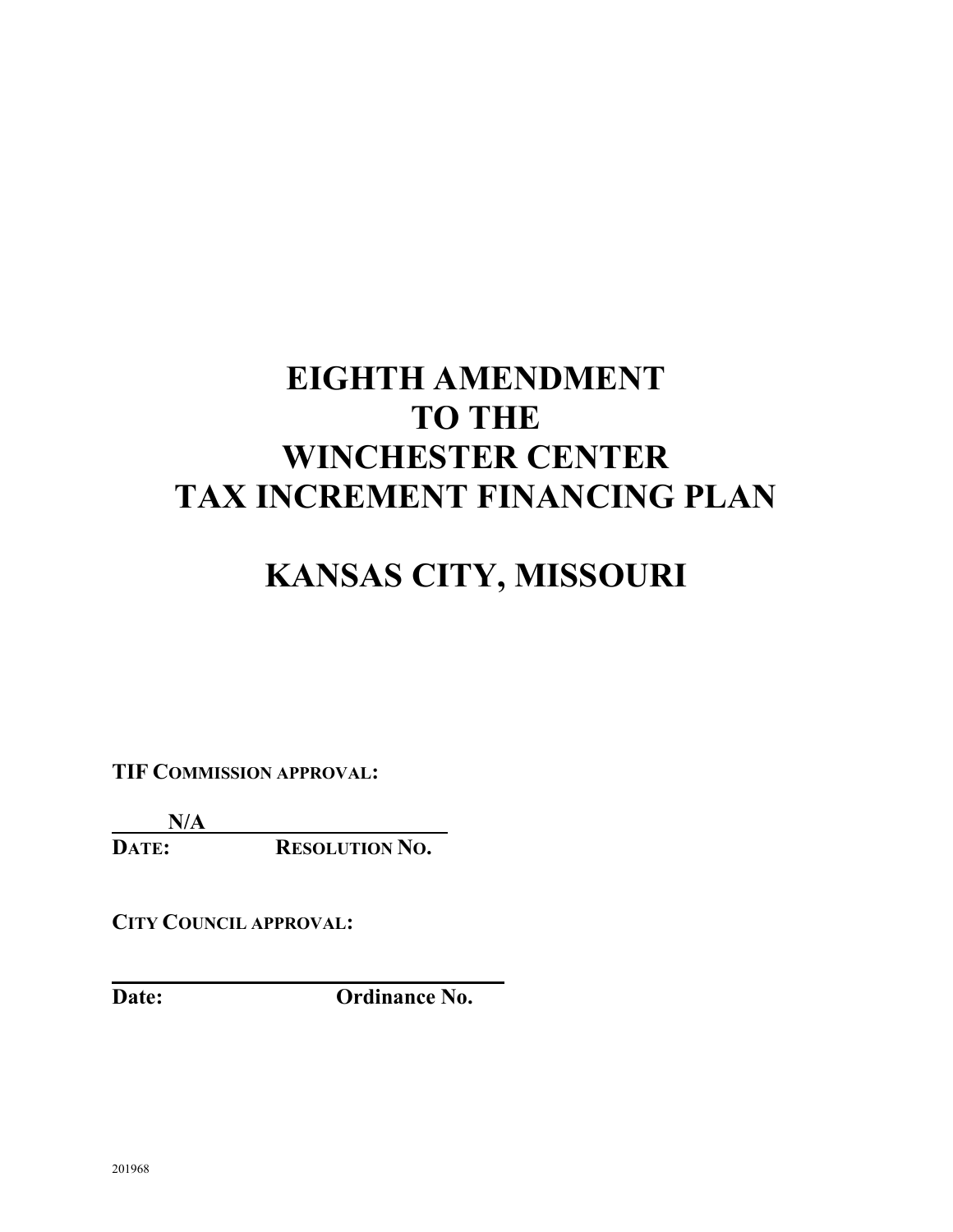# EIGHTH AMENDMENT TO THE WINCHESTER CENTER TAX INCREMENT FINANCING PLAN

# KANSAS CITY, MISSOURI

**TIF COMMISSION APPROVAL:**

**N/A**

**DATE: RESOLUTION NO.**

**CITY COUNCIL APPROVAL:**

**Date: Ordinance No.**

201968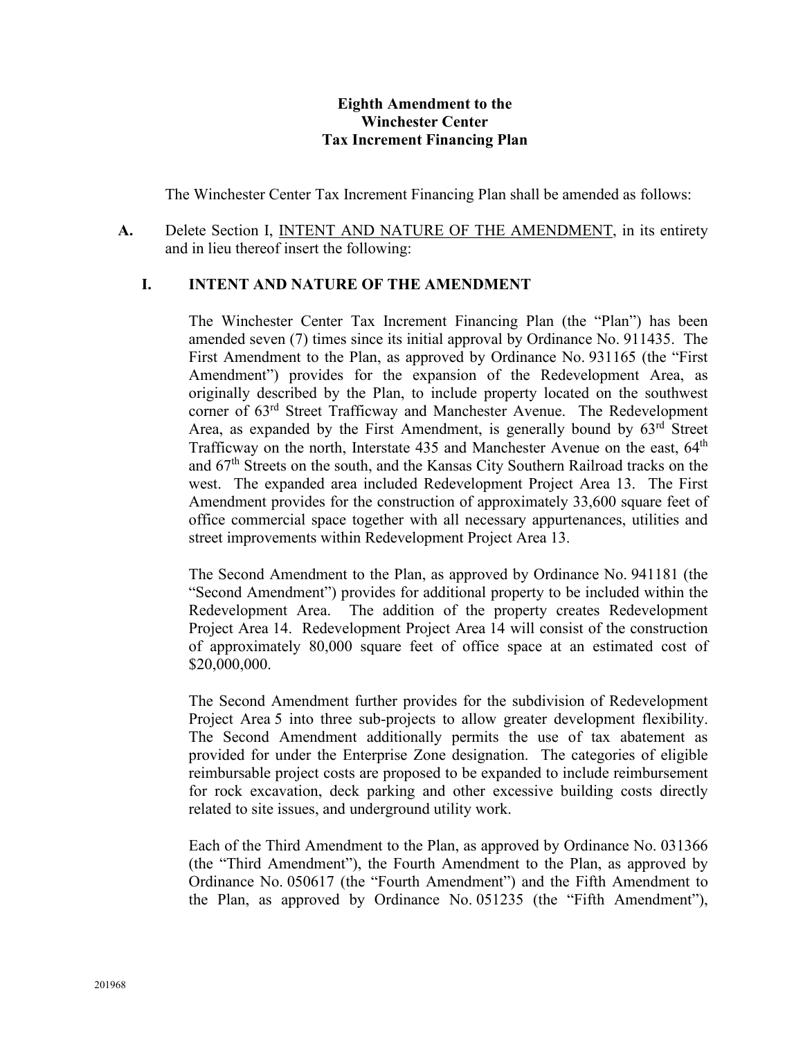**Eighth Amendment to the**
**Winchester Center**
**Tax Increment Financing Plan**

The Winchester Center Tax Increment Financing Plan shall be amended as follows:

**A.** Delete Section I, INTENT AND NATURE OF THE AMENDMENT, in its entirety and in lieu thereof insert the following:

### I. INTENT AND NATURE OF THE AMENDMENT

The Winchester Center Tax Increment Financing Plan (the "Plan") has been amended seven (7) times since its initial approval by Ordinance No. 911435. The First Amendment to the Plan, as approved by Ordinance No. 931165 (the "First Amendment") provides for the expansion of the Redevelopment Area, as originally described by the Plan, to include property located on the southwest corner of 63rd Street Trafficway and Manchester Avenue. The Redevelopment Area, as expanded by the First Amendment, is generally bound by 63rd Street Trafficway on the north, Interstate 435 and Manchester Avenue on the east, 64th and 67th Streets on the south, and the Kansas City Southern Railroad tracks on the west. The expanded area included Redevelopment Project Area 13. The First Amendment provides for the construction of approximately 33,600 square feet of office commercial space together with all necessary appurtenances, utilities and street improvements within Redevelopment Project Area 13.

The Second Amendment to the Plan, as approved by Ordinance No. 941181 (the "Second Amendment") provides for additional property to be included within the Redevelopment Area. The addition of the property creates Redevelopment Project Area 14. Redevelopment Project Area 14 will consist of the construction of approximately 80,000 square feet of office space at an estimated cost of $20,000,000.

The Second Amendment further provides for the subdivision of Redevelopment Project Area 5 into three sub-projects to allow greater development flexibility. The Second Amendment additionally permits the use of tax abatement as provided for under the Enterprise Zone designation. The categories of eligible reimbursable project costs are proposed to be expanded to include reimbursement for rock excavation, deck parking and other excessive building costs directly related to site issues, and underground utility work.

Each of the Third Amendment to the Plan, as approved by Ordinance No. 031366 (the "Third Amendment"), the Fourth Amendment to the Plan, as approved by Ordinance No. 050617 (the "Fourth Amendment") and the Fifth Amendment to the Plan, as approved by Ordinance No. 051235 (the "Fifth Amendment"),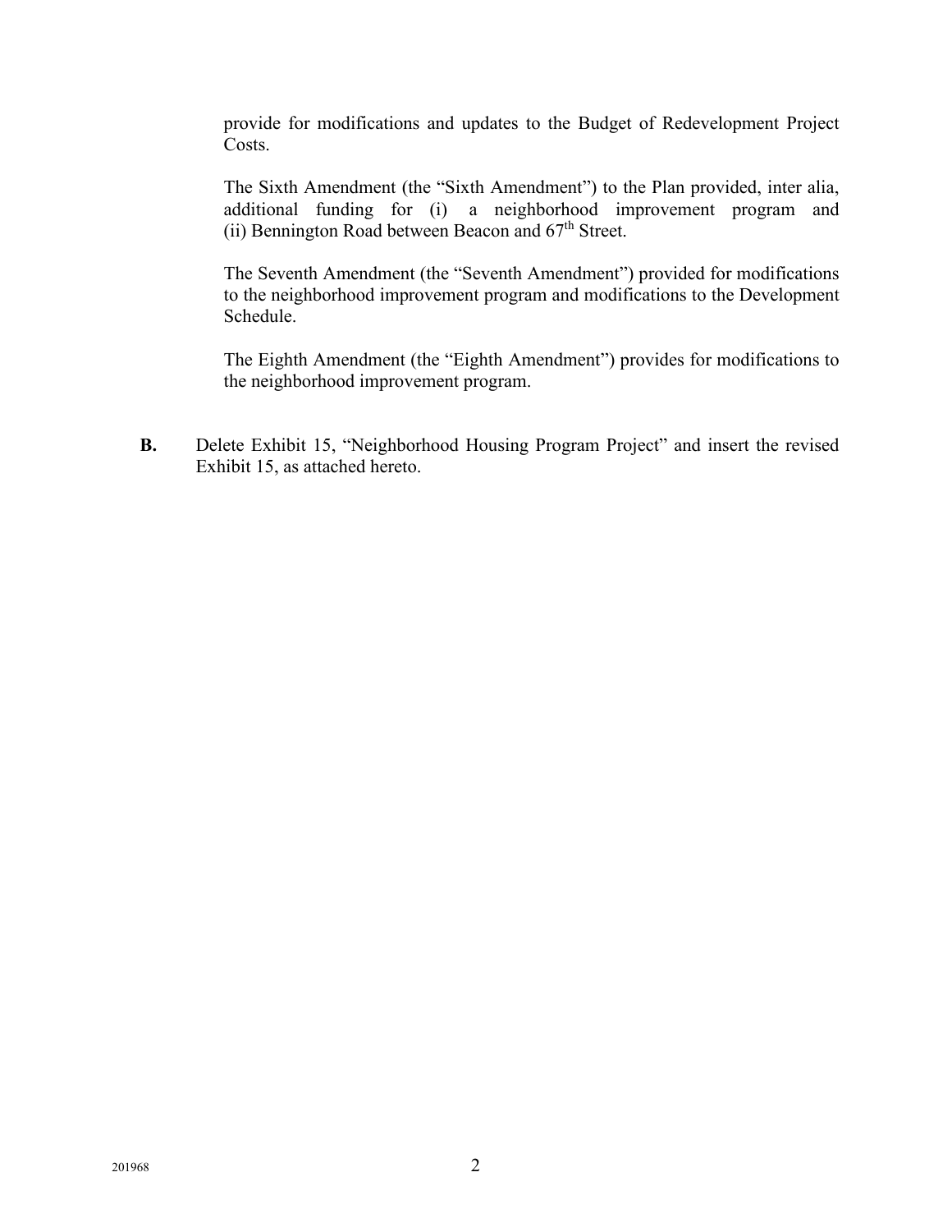provide for modifications and updates to the Budget of Redevelopment Project Costs.

The Sixth Amendment (the "Sixth Amendment") to the Plan provided, inter alia, additional funding for (i) a neighborhood improvement program and (ii) Bennington Road between Beacon and 67th Street.

The Seventh Amendment (the "Seventh Amendment") provided for modifications to the neighborhood improvement program and modifications to the Development Schedule.

The Eighth Amendment (the "Eighth Amendment") provides for modifications to the neighborhood improvement program.

**B.** Delete Exhibit 15, "Neighborhood Housing Program Project" and insert the revised Exhibit 15, as attached hereto.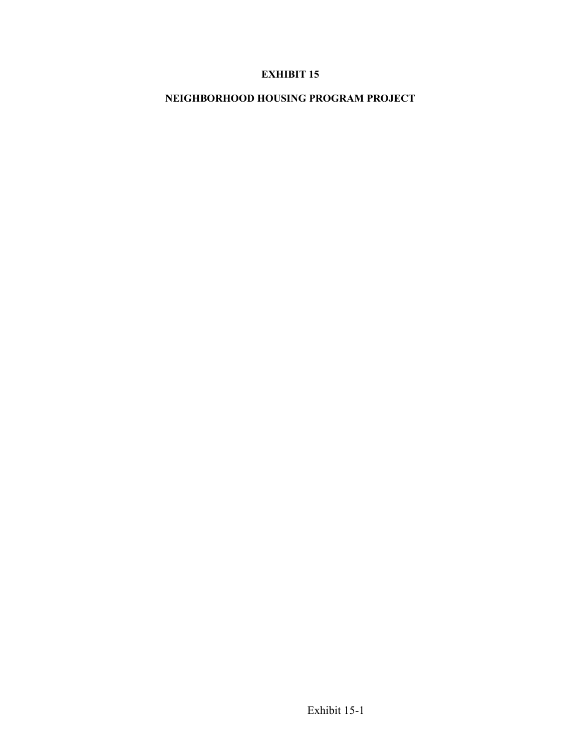# EXHIBIT 15

## NEIGHBORHOOD HOUSING PROGRAM PROJECT